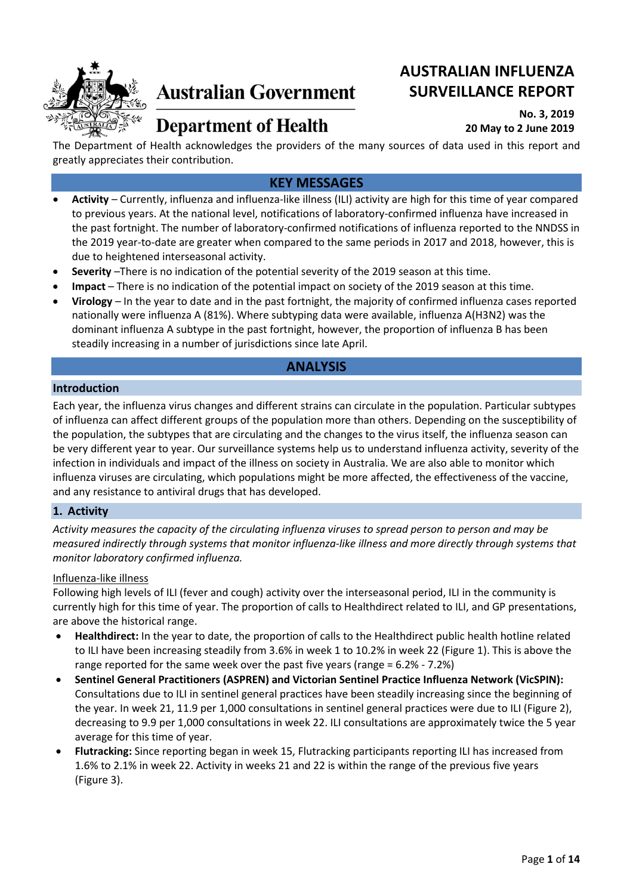Australian Government

Department of Health

# AUSTRALIAN INFLUENZA SURVEILLANCE REPORT

**No. 3, 2019**
**20 May to 2 June 2019**

The Department of Health acknowledges the providers of the many sources of data used in this report and greatly appreciates their contribution.

## KEY MESSAGES

- **Activity** – Currently, influenza and influenza-like illness (ILI) activity are high for this time of year compared to previous years. At the national level, notifications of laboratory-confirmed influenza have increased in the past fortnight. The number of laboratory-confirmed notifications of influenza reported to the NNDSS in the 2019 year-to-date are greater when compared to the same periods in 2017 and 2018, however, this is due to heightened interseasonal activity.
- **Severity** –There is no indication of the potential severity of the 2019 season at this time.
- **Impact** – There is no indication of the potential impact on society of the 2019 season at this time.
- **Virology** – In the year to date and in the past fortnight, the majority of confirmed influenza cases reported nationally were influenza A (81%). Where subtyping data were available, influenza A(H3N2) was the dominant influenza A subtype in the past fortnight, however, the proportion of influenza B has been steadily increasing in a number of jurisdictions since late April.

## ANALYSIS

### Introduction

Each year, the influenza virus changes and different strains can circulate in the population. Particular subtypes of influenza can affect different groups of the population more than others. Depending on the susceptibility of the population, the subtypes that are circulating and the changes to the virus itself, the influenza season can be very different year to year. Our surveillance systems help us to understand influenza activity, severity of the infection in individuals and impact of the illness on society in Australia. We are also able to monitor which influenza viruses are circulating, which populations might be more affected, the effectiveness of the vaccine, and any resistance to antiviral drugs that has developed.

### 1. Activity

*Activity measures the capacity of the circulating influenza viruses to spread person to person and may be measured indirectly through systems that monitor influenza-like illness and more directly through systems that monitor laboratory confirmed influenza.*

Influenza-like illness

Following high levels of ILI (fever and cough) activity over the interseasonal period, ILI in the community is currently high for this time of year. The proportion of calls to Healthdirect related to ILI, and GP presentations, are above the historical range.

- **Healthdirect:** In the year to date, the proportion of calls to the Healthdirect public health hotline related to ILI have been increasing steadily from 3.6% in week 1 to 10.2% in week 22 (Figure 1). This is above the range reported for the same week over the past five years (range = 6.2% - 7.2%)
- **Sentinel General Practitioners (ASPREN) and Victorian Sentinel Practice Influenza Network (VicSPIN):** Consultations due to ILI in sentinel general practices have been steadily increasing since the beginning of the year. In week 21, 11.9 per 1,000 consultations in sentinel general practices were due to ILI (Figure 2), decreasing to 9.9 per 1,000 consultations in week 22. ILI consultations are approximately twice the 5 year average for this time of year.
- **Flutracking:** Since reporting began in week 15, Flutracking participants reporting ILI has increased from 1.6% to 2.1% in week 22. Activity in weeks 21 and 22 is within the range of the previous five years (Figure 3).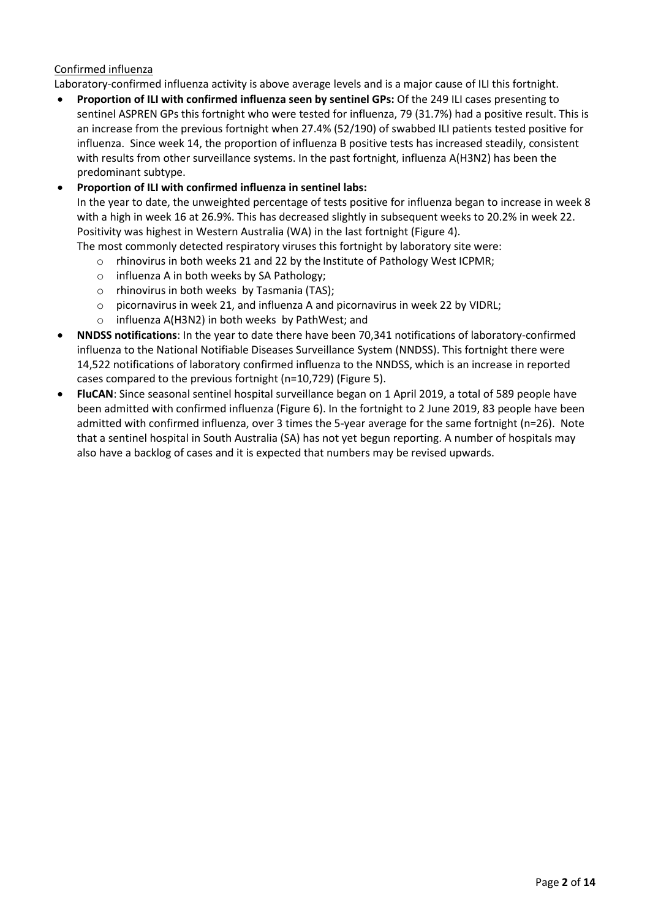Confirmed influenza

Laboratory-confirmed influenza activity is above average levels and is a major cause of ILI this fortnight.

- **Proportion of ILI with confirmed influenza seen by sentinel GPs:** Of the 249 ILI cases presenting to sentinel ASPREN GPs this fortnight who were tested for influenza, 79 (31.7%) had a positive result. This is an increase from the previous fortnight when 27.4% (52/190) of swabbed ILI patients tested positive for influenza. Since week 14, the proportion of influenza B positive tests has increased steadily, consistent with results from other surveillance systems. In the past fortnight, influenza A(H3N2) has been the predominant subtype.
- **Proportion of ILI with confirmed influenza in sentinel labs:**
  In the year to date, the unweighted percentage of tests positive for influenza began to increase in week 8 with a high in week 16 at 26.9%. This has decreased slightly in subsequent weeks to 20.2% in week 22. Positivity was highest in Western Australia (WA) in the last fortnight (Figure 4).
  The most commonly detected respiratory viruses this fortnight by laboratory site were:
  - rhinovirus in both weeks 21 and 22 by the Institute of Pathology West ICPMR;
  - influenza A in both weeks by SA Pathology;
  - rhinovirus in both weeks by Tasmania (TAS);
  - picornavirus in week 21, and influenza A and picornavirus in week 22 by VIDRL;
  - influenza A(H3N2) in both weeks by PathWest; and
- **NNDSS notifications**: In the year to date there have been 70,341 notifications of laboratory-confirmed influenza to the National Notifiable Diseases Surveillance System (NNDSS). This fortnight there were 14,522 notifications of laboratory confirmed influenza to the NNDSS, which is an increase in reported cases compared to the previous fortnight (n=10,729) (Figure 5).
- **FluCAN**: Since seasonal sentinel hospital surveillance began on 1 April 2019, a total of 589 people have been admitted with confirmed influenza (Figure 6). In the fortnight to 2 June 2019, 83 people have been admitted with confirmed influenza, over 3 times the 5-year average for the same fortnight (n=26). Note that a sentinel hospital in South Australia (SA) has not yet begun reporting. A number of hospitals may also have a backlog of cases and it is expected that numbers may be revised upwards.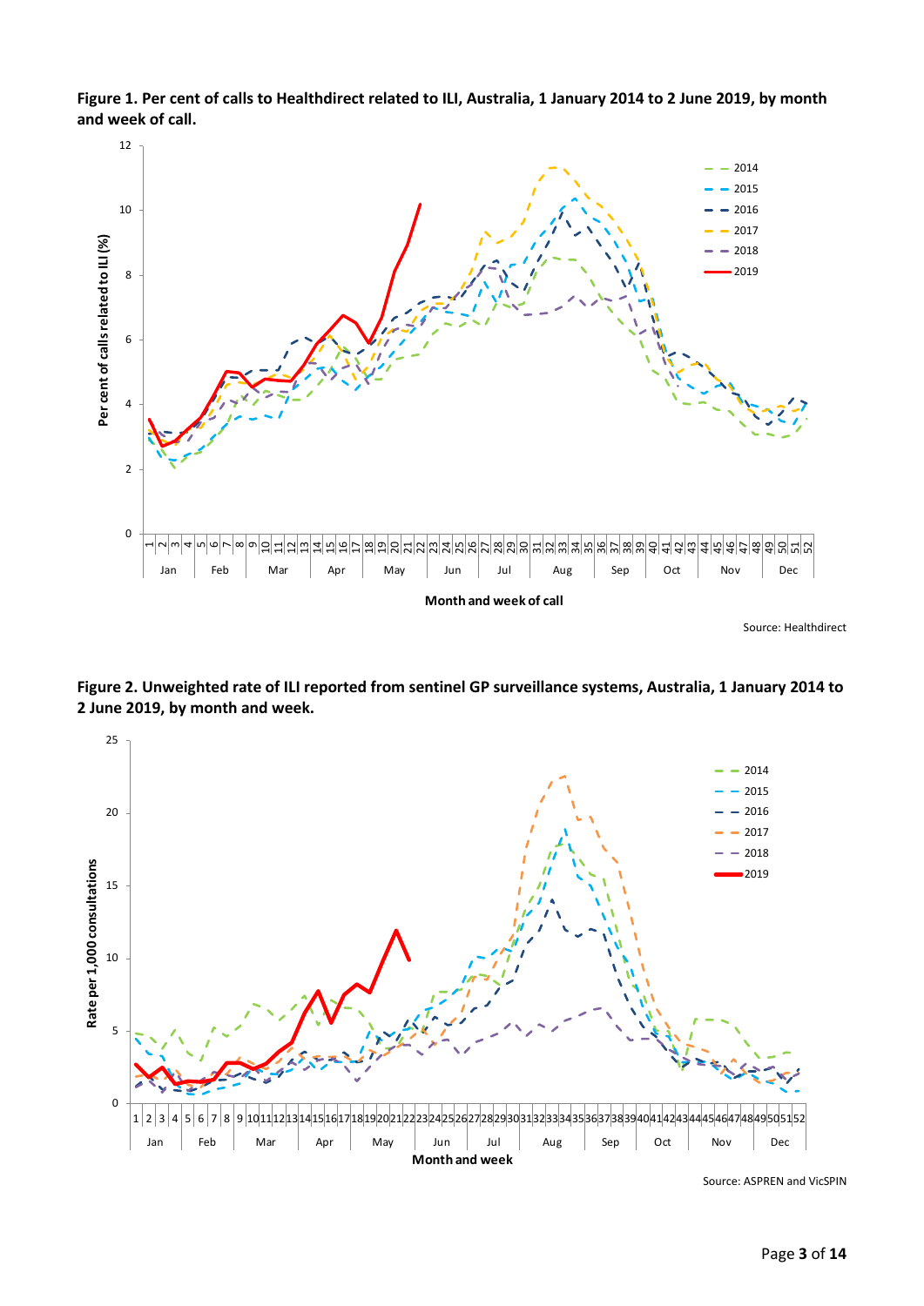**Figure 1. Per cent of calls to Healthdirect related to ILI, Australia, 1 January 2014 to 2 June 2019, by month and week of call.**

Source: Healthdirect

**Figure 2. Unweighted rate of ILI reported from sentinel GP surveillance systems, Australia, 1 January 2014 to 2 June 2019, by month and week.**

Source: ASPREN and VicSPIN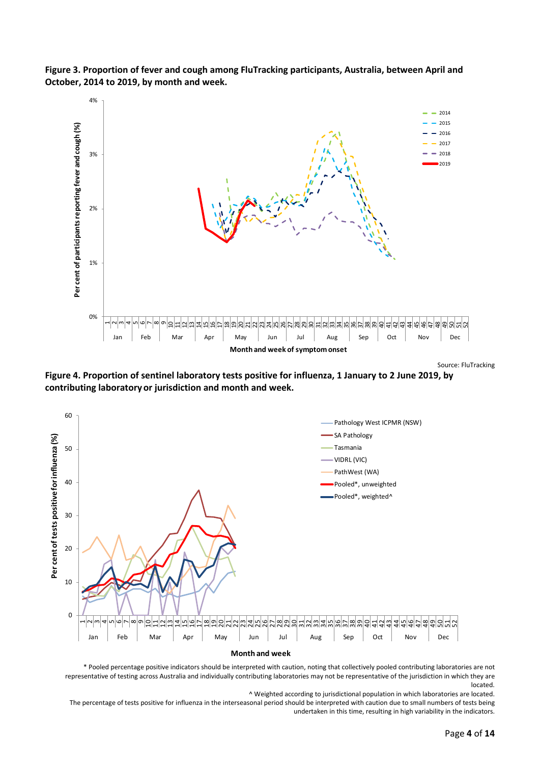**Figure 3. Proportion of fever and cough among FluTracking participants, Australia, between April and October, 2014 to 2019, by month and week.**

Source: FluTracking

**Figure 4. Proportion of sentinel laboratory tests positive for influenza, 1 January to 2 June 2019, by contributing laboratory or jurisdiction and month and week.**

* Pooled percentage positive indicators should be interpreted with caution, noting that collectively pooled contributing laboratories are not representative of testing across Australia and individually contributing laboratories may not be representative of the jurisdiction in which they are located.

^ Weighted according to jurisdictional population in which laboratories are located.

The percentage of tests positive for influenza in the interseasonal period should be interpreted with caution due to small numbers of tests being undertaken in this time, resulting in high variability in the indicators.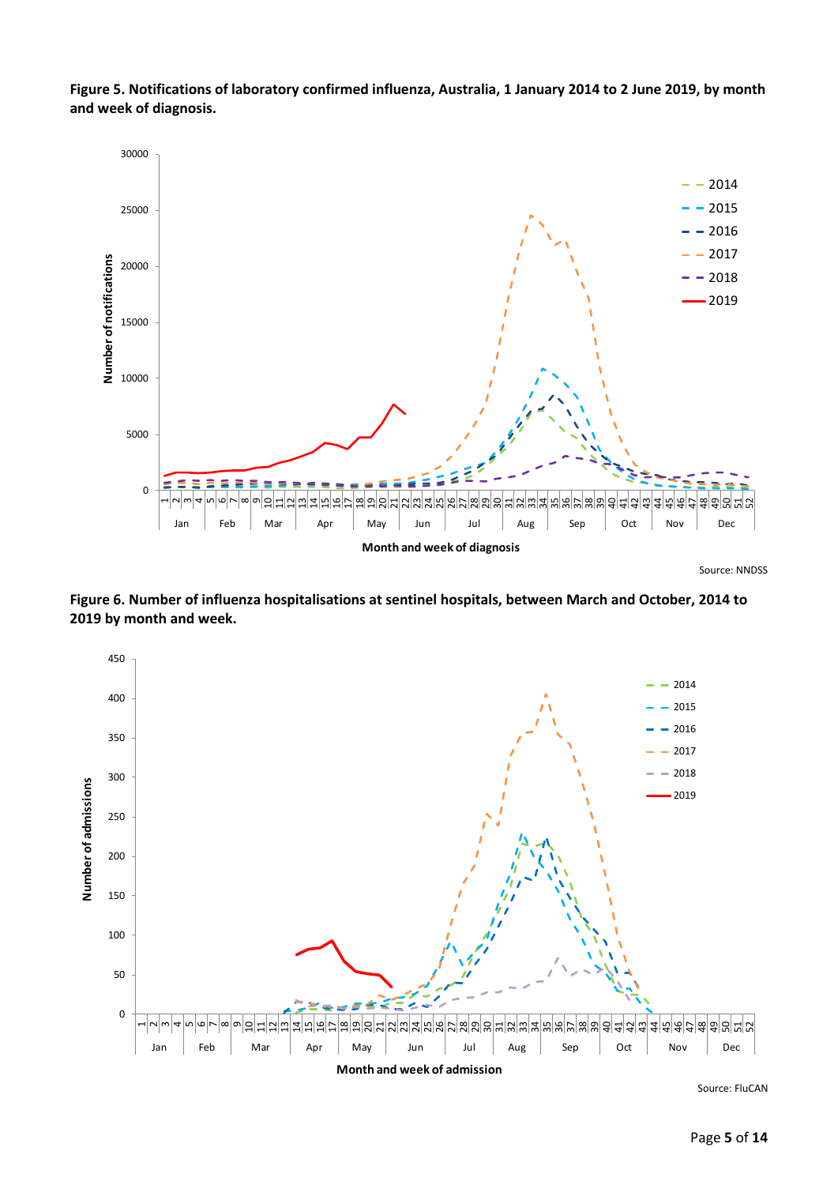**Figure 5. Notifications of laboratory confirmed influenza, Australia, 1 January 2014 to 2 June 2019, by month and week of diagnosis.**

Source: NNDSS

**Figure 6. Number of influenza hospitalisations at sentinel hospitals, between March and October, 2014 to 2019 by month and week.**

Source: FluCAN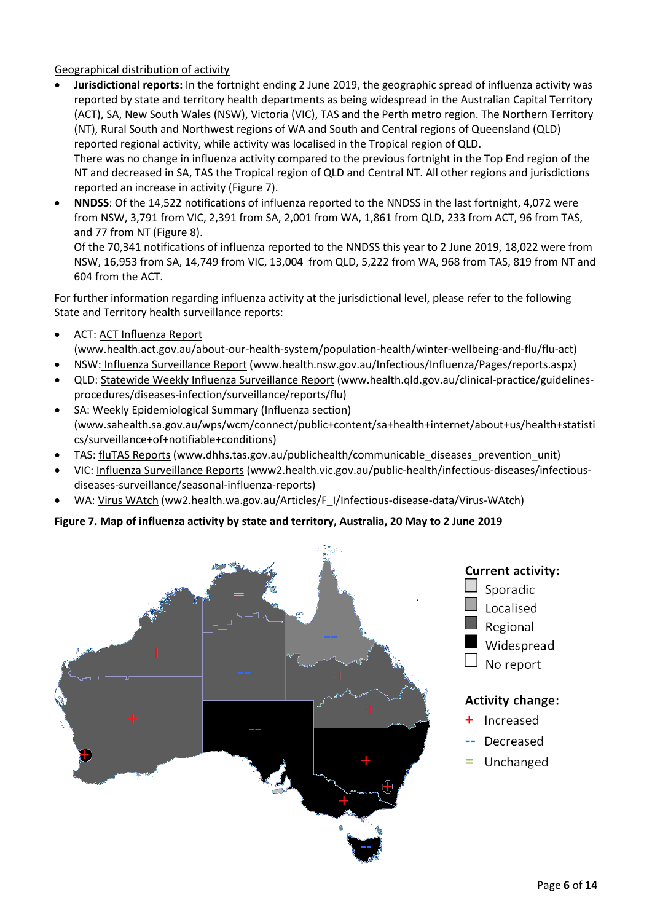Geographical distribution of activity

- **Jurisdictional reports:** In the fortnight ending 2 June 2019, the geographic spread of influenza activity was reported by state and territory health departments as being widespread in the Australian Capital Territory (ACT), SA, New South Wales (NSW), Victoria (VIC), TAS and the Perth metro region. The Northern Territory (NT), Rural South and Northwest regions of WA and South and Central regions of Queensland (QLD) reported regional activity, while activity was localised in the Tropical region of QLD.
  There was no change in influenza activity compared to the previous fortnight in the Top End region of the NT and decreased in SA, TAS the Tropical region of QLD and Central NT. All other regions and jurisdictions reported an increase in activity (Figure 7).
- **NNDSS**: Of the 14,522 notifications of influenza reported to the NNDSS in the last fortnight, 4,072 were from NSW, 3,791 from VIC, 2,391 from SA, 2,001 from WA, 1,861 from QLD, 233 from ACT, 96 from TAS, and 77 from NT (Figure 8).
  Of the 70,341 notifications of influenza reported to the NNDSS this year to 2 June 2019, 18,022 were from NSW, 16,953 from SA, 14,749 from VIC, 13,004 from QLD, 5,222 from WA, 968 from TAS, 819 from NT and 604 from the ACT.

For further information regarding influenza activity at the jurisdictional level, please refer to the following State and Territory health surveillance reports:

- ACT: ACT Influenza Report (www.health.act.gov.au/about-our-health-system/population-health/winter-wellbeing-and-flu/flu-act)
- NSW: Influenza Surveillance Report (www.health.nsw.gov.au/Infectious/Influenza/Pages/reports.aspx)
- QLD: Statewide Weekly Influenza Surveillance Report (www.health.qld.gov.au/clinical-practice/guidelines-procedures/diseases-infection/surveillance/reports/flu)
- SA: Weekly Epidemiological Summary (Influenza section) (www.sahealth.sa.gov.au/wps/wcm/connect/public+content/sa+health+internet/about+us/health+statistics/surveillance+of+notifiable+conditions)
- TAS: fluTAS Reports (www.dhhs.tas.gov.au/publichealth/communicable_diseases_prevention_unit)
- VIC: Influenza Surveillance Reports (www2.health.vic.gov.au/public-health/infectious-diseases/infectious-diseases-surveillance/seasonal-influenza-reports)
- WA: Virus WAtch (ww2.health.wa.gov.au/Articles/F_I/Infectious-disease-data/Virus-WAtch)

**Figure 7. Map of influenza activity by state and territory, Australia, 20 May to 2 June 2019**

Current activity:
- Sporadic
- Localised
- Regional
- Widespread
- No report

Activity change:
- + Increased
- -- Decreased
- = Unchanged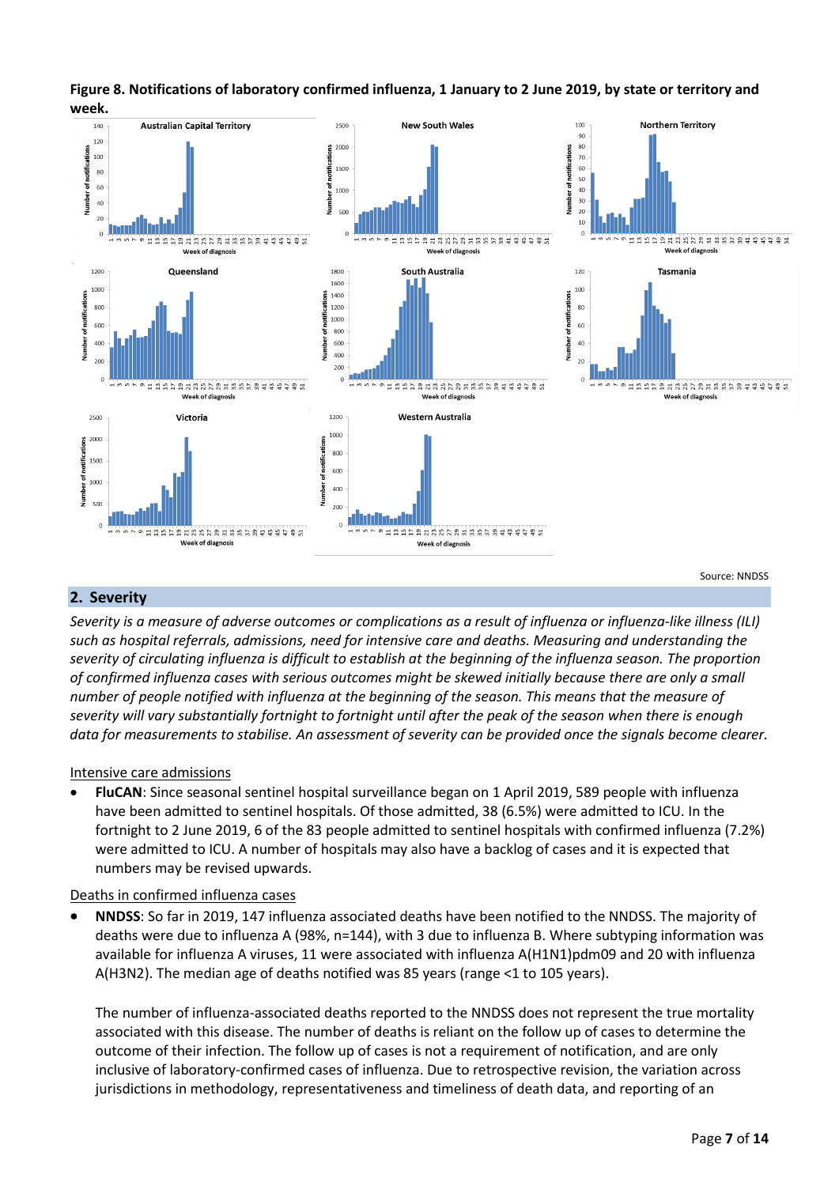**Figure 8. Notifications of laboratory confirmed influenza, 1 January to 2 June 2019, by state or territory and week.**

Source: NNDSS

## 2. Severity

*Severity is a measure of adverse outcomes or complications as a result of influenza or influenza-like illness (ILI) such as hospital referrals, admissions, need for intensive care and deaths. Measuring and understanding the severity of circulating influenza is difficult to establish at the beginning of the influenza season. The proportion of confirmed influenza cases with serious outcomes might be skewed initially because there are only a small number of people notified with influenza at the beginning of the season. This means that the measure of severity will vary substantially fortnight to fortnight until after the peak of the season when there is enough data for measurements to stabilise. An assessment of severity can be provided once the signals become clearer.*

Intensive care admissions

- **FluCAN**: Since seasonal sentinel hospital surveillance began on 1 April 2019, 589 people with influenza have been admitted to sentinel hospitals. Of those admitted, 38 (6.5%) were admitted to ICU. In the fortnight to 2 June 2019, 6 of the 83 people admitted to sentinel hospitals with confirmed influenza (7.2%) were admitted to ICU. A number of hospitals may also have a backlog of cases and it is expected that numbers may be revised upwards.

Deaths in confirmed influenza cases

- **NNDSS**: So far in 2019, 147 influenza associated deaths have been notified to the NNDSS. The majority of deaths were due to influenza A (98%, n=144), with 3 due to influenza B. Where subtyping information was available for influenza A viruses, 11 were associated with influenza A(H1N1)pdm09 and 20 with influenza A(H3N2). The median age of deaths notified was 85 years (range <1 to 105 years).

  The number of influenza-associated deaths reported to the NNDSS does not represent the true mortality associated with this disease. The number of deaths is reliant on the follow up of cases to determine the outcome of their infection. The follow up of cases is not a requirement of notification, and are only inclusive of laboratory-confirmed cases of influenza. Due to retrospective revision, the variation across jurisdictions in methodology, representativeness and timeliness of death data, and reporting of an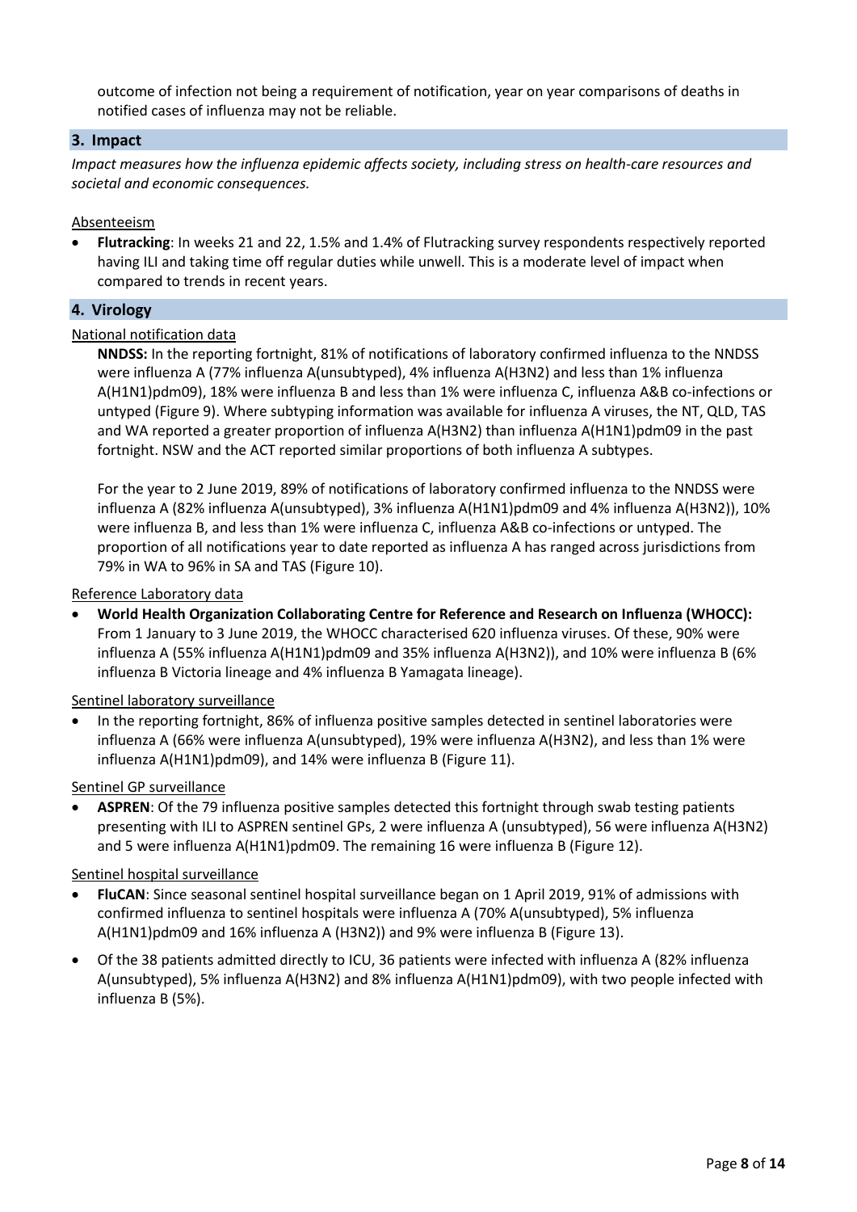outcome of infection not being a requirement of notification, year on year comparisons of deaths in notified cases of influenza may not be reliable.

## 3. Impact

*Impact measures how the influenza epidemic affects society, including stress on health-care resources and societal and economic consequences.*

Absenteeism

- **Flutracking**: In weeks 21 and 22, 1.5% and 1.4% of Flutracking survey respondents respectively reported having ILI and taking time off regular duties while unwell. This is a moderate level of impact when compared to trends in recent years.

## 4. Virology

National notification data

**NNDSS:** In the reporting fortnight, 81% of notifications of laboratory confirmed influenza to the NNDSS were influenza A (77% influenza A(unsubtyped), 4% influenza A(H3N2) and less than 1% influenza A(H1N1)pdm09), 18% were influenza B and less than 1% were influenza C, influenza A&B co-infections or untyped (Figure 9). Where subtyping information was available for influenza A viruses, the NT, QLD, TAS and WA reported a greater proportion of influenza A(H3N2) than influenza A(H1N1)pdm09 in the past fortnight. NSW and the ACT reported similar proportions of both influenza A subtypes.

For the year to 2 June 2019, 89% of notifications of laboratory confirmed influenza to the NNDSS were influenza A (82% influenza A(unsubtyped), 3% influenza A(H1N1)pdm09 and 4% influenza A(H3N2)), 10% were influenza B, and less than 1% were influenza C, influenza A&B co-infections or untyped. The proportion of all notifications year to date reported as influenza A has ranged across jurisdictions from 79% in WA to 96% in SA and TAS (Figure 10).

Reference Laboratory data

- **World Health Organization Collaborating Centre for Reference and Research on Influenza (WHOCC):** From 1 January to 3 June 2019, the WHOCC characterised 620 influenza viruses. Of these, 90% were influenza A (55% influenza A(H1N1)pdm09 and 35% influenza A(H3N2)), and 10% were influenza B (6% influenza B Victoria lineage and 4% influenza B Yamagata lineage).

Sentinel laboratory surveillance

- In the reporting fortnight, 86% of influenza positive samples detected in sentinel laboratories were influenza A (66% were influenza A(unsubtyped), 19% were influenza A(H3N2), and less than 1% were influenza A(H1N1)pdm09), and 14% were influenza B (Figure 11).

Sentinel GP surveillance

- **ASPREN**: Of the 79 influenza positive samples detected this fortnight through swab testing patients presenting with ILI to ASPREN sentinel GPs, 2 were influenza A (unsubtyped), 56 were influenza A(H3N2) and 5 were influenza A(H1N1)pdm09. The remaining 16 were influenza B (Figure 12).

Sentinel hospital surveillance

- **FluCAN**: Since seasonal sentinel hospital surveillance began on 1 April 2019, 91% of admissions with confirmed influenza to sentinel hospitals were influenza A (70% A(unsubtyped), 5% influenza A(H1N1)pdm09 and 16% influenza A (H3N2)) and 9% were influenza B (Figure 13).
- Of the 38 patients admitted directly to ICU, 36 patients were infected with influenza A (82% influenza A(unsubtyped), 5% influenza A(H3N2) and 8% influenza A(H1N1)pdm09), with two people infected with influenza B (5%).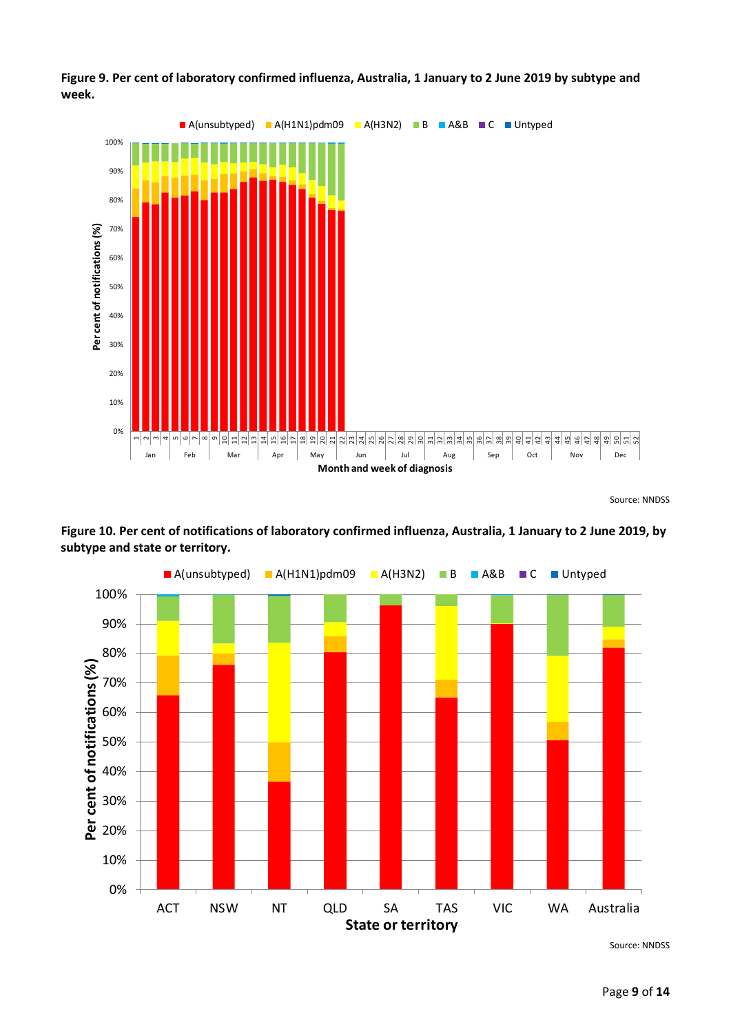**Figure 9. Per cent of laboratory confirmed influenza, Australia, 1 January to 2 June 2019 by subtype and week.**

Source: NNDSS

**Figure 10. Per cent of notifications of laboratory confirmed influenza, Australia, 1 January to 2 June 2019, by subtype and state or territory.**

Source: NNDSS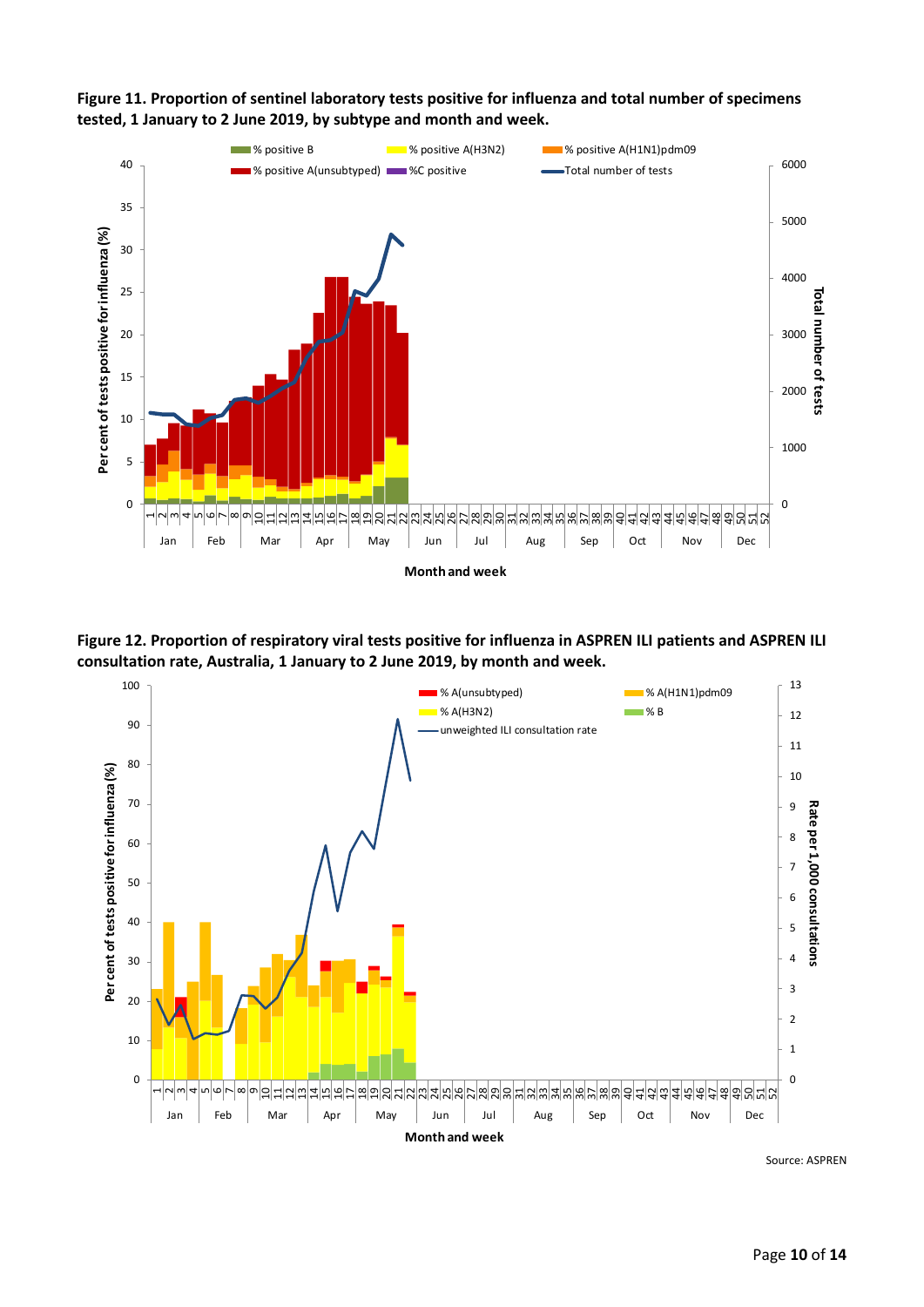**Figure 11. Proportion of sentinel laboratory tests positive for influenza and total number of specimens tested, 1 January to 2 June 2019, by subtype and month and week.**

**Figure 12. Proportion of respiratory viral tests positive for influenza in ASPREN ILI patients and ASPREN ILI consultation rate, Australia, 1 January to 2 June 2019, by month and week.**

Source: ASPREN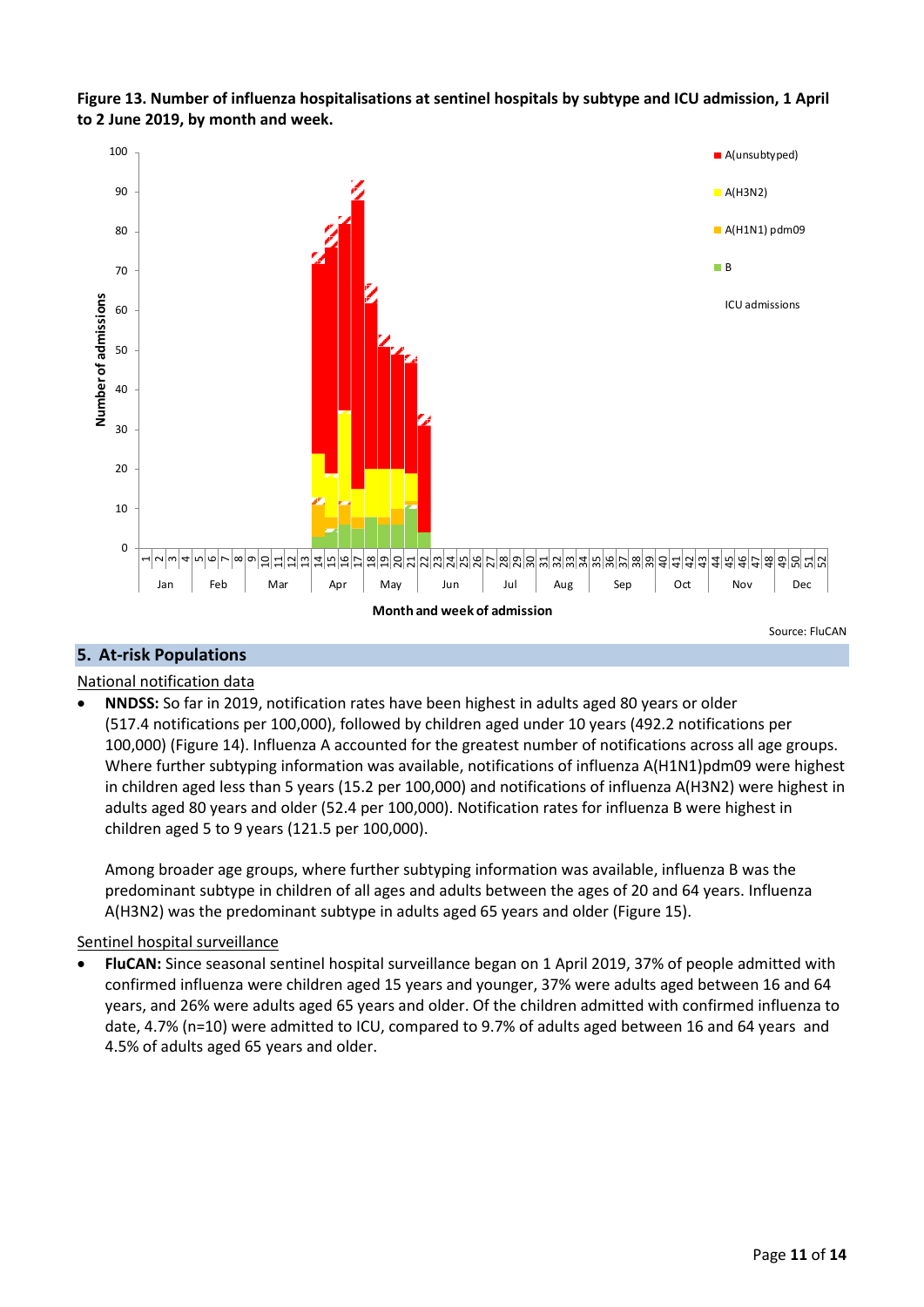**Figure 13. Number of influenza hospitalisations at sentinel hospitals by subtype and ICU admission, 1 April to 2 June 2019, by month and week.**

Source: FluCAN

## 5. At-risk Populations

National notification data

- **NNDSS:** So far in 2019, notification rates have been highest in adults aged 80 years or older (517.4 notifications per 100,000), followed by children aged under 10 years (492.2 notifications per 100,000) (Figure 14). Influenza A accounted for the greatest number of notifications across all age groups. Where further subtyping information was available, notifications of influenza A(H1N1)pdm09 were highest in children aged less than 5 years (15.2 per 100,000) and notifications of influenza A(H3N2) were highest in adults aged 80 years and older (52.4 per 100,000). Notification rates for influenza B were highest in children aged 5 to 9 years (121.5 per 100,000).

  Among broader age groups, where further subtyping information was available, influenza B was the predominant subtype in children of all ages and adults between the ages of 20 and 64 years. Influenza A(H3N2) was the predominant subtype in adults aged 65 years and older (Figure 15).

Sentinel hospital surveillance

- **FluCAN:** Since seasonal sentinel hospital surveillance began on 1 April 2019, 37% of people admitted with confirmed influenza were children aged 15 years and younger, 37% were adults aged between 16 and 64 years, and 26% were adults aged 65 years and older. Of the children admitted with confirmed influenza to date, 4.7% (n=10) were admitted to ICU, compared to 9.7% of adults aged between 16 and 64 years and 4.5% of adults aged 65 years and older.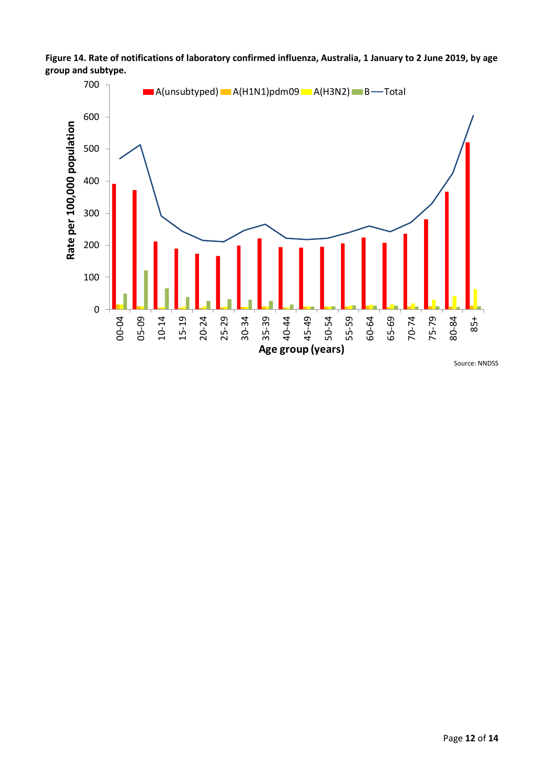**Figure 14. Rate of notifications of laboratory confirmed influenza, Australia, 1 January to 2 June 2019, by age group and subtype.**

Source: NNDSS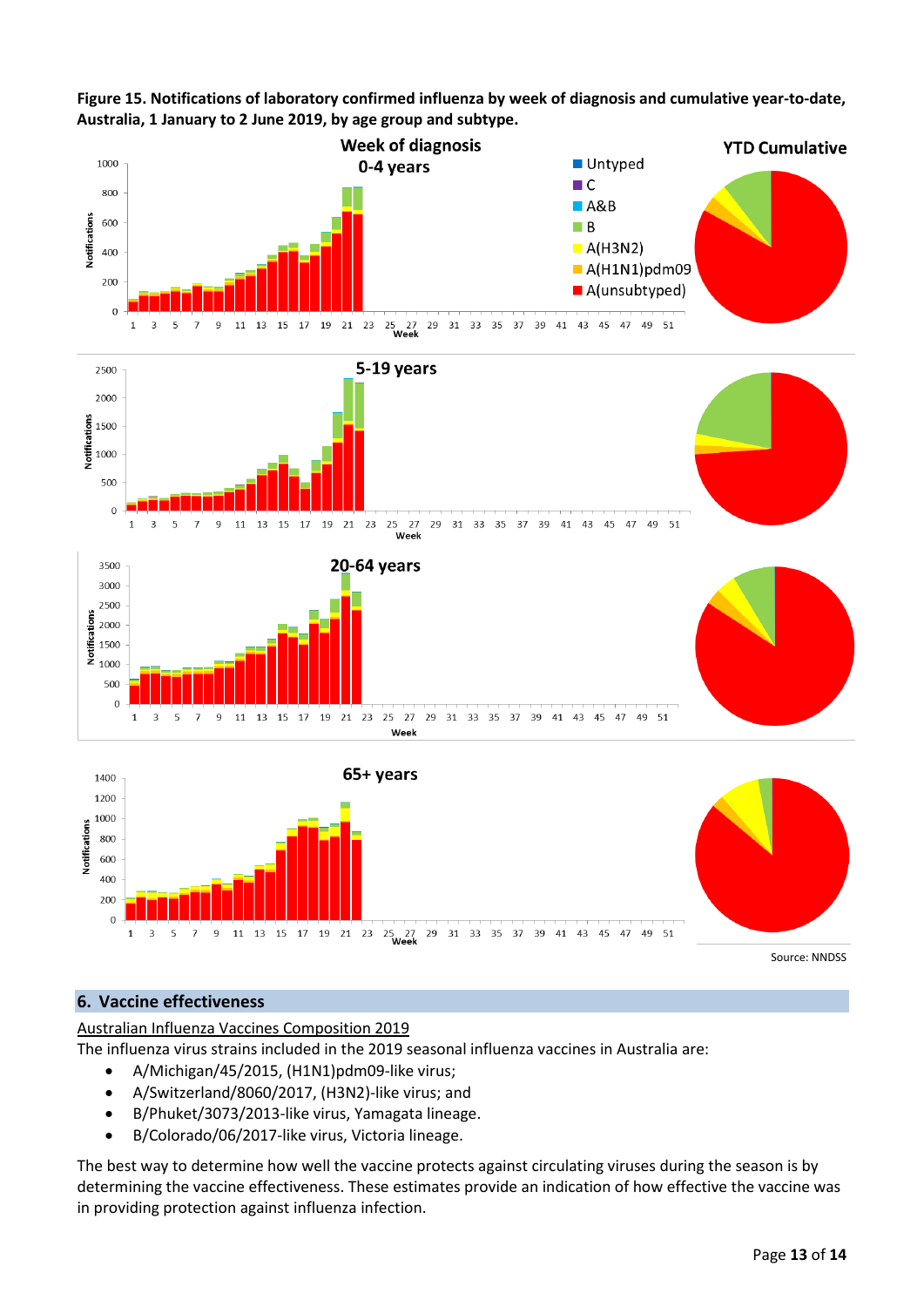**Figure 15. Notifications of laboratory confirmed influenza by week of diagnosis and cumulative year-to-date, Australia, 1 January to 2 June 2019, by age group and subtype.**

Source: NNDSS

## 6. Vaccine effectiveness

Australian Influenza Vaccines Composition 2019

The influenza virus strains included in the 2019 seasonal influenza vaccines in Australia are:

- A/Michigan/45/2015, (H1N1)pdm09-like virus;
- A/Switzerland/8060/2017, (H3N2)-like virus; and
- B/Phuket/3073/2013-like virus, Yamagata lineage.
- B/Colorado/06/2017-like virus, Victoria lineage.

The best way to determine how well the vaccine protects against circulating viruses during the season is by determining the vaccine effectiveness. These estimates provide an indication of how effective the vaccine was in providing protection against influenza infection.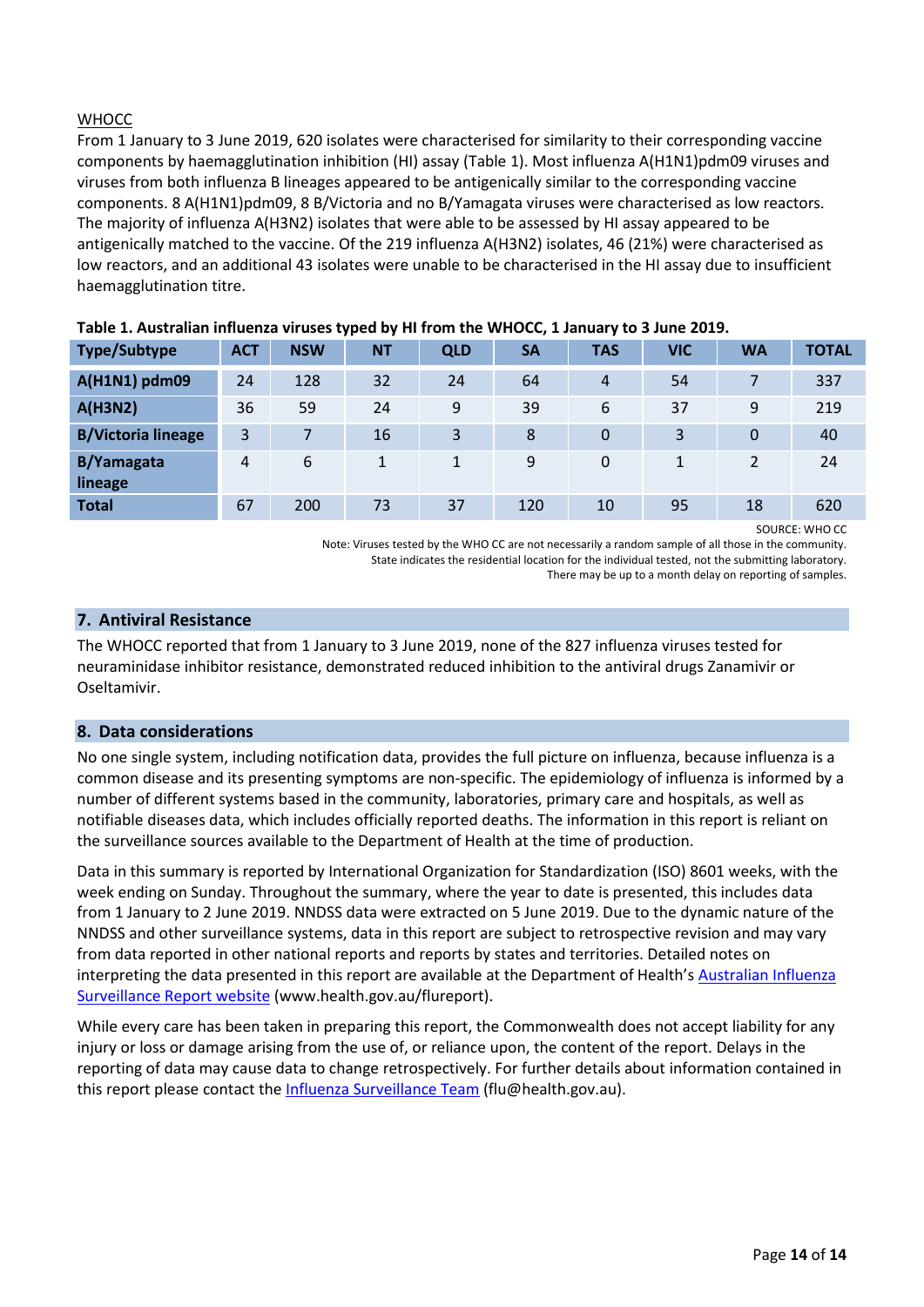WHOCC

From 1 January to 3 June 2019, 620 isolates were characterised for similarity to their corresponding vaccine components by haemagglutination inhibition (HI) assay (Table 1). Most influenza A(H1N1)pdm09 viruses and viruses from both influenza B lineages appeared to be antigenically similar to the corresponding vaccine components. 8 A(H1N1)pdm09, 8 B/Victoria and no B/Yamagata viruses were characterised as low reactors. The majority of influenza A(H3N2) isolates that were able to be assessed by HI assay appeared to be antigenically matched to the vaccine. Of the 219 influenza A(H3N2) isolates, 46 (21%) were characterised as low reactors, and an additional 43 isolates were unable to be characterised in the HI assay due to insufficient haemagglutination titre.

**Table 1. Australian influenza viruses typed by HI from the WHOCC, 1 January to 3 June 2019.**

| Type/Subtype | ACT | NSW | NT | QLD | SA | TAS | VIC | WA | TOTAL |
|---|---|---|---|---|---|---|---|---|---|
| **A(H1N1) pdm09** | 24 | 128 | 32 | 24 | 64 | 4 | 54 | 7 | 337 |
| **A(H3N2)** | 36 | 59 | 24 | 9 | 39 | 6 | 37 | 9 | 219 |
| **B/Victoria lineage** | 3 | 7 | 16 | 3 | 8 | 0 | 3 | 0 | 40 |
| **B/Yamagata lineage** | 4 | 6 | 1 | 1 | 9 | 0 | 1 | 2 | 24 |
| **Total** | 67 | 200 | 73 | 37 | 120 | 10 | 95 | 18 | 620 |

SOURCE: WHO CC

Note: Viruses tested by the WHO CC are not necessarily a random sample of all those in the community.
State indicates the residential location for the individual tested, not the submitting laboratory.
There may be up to a month delay on reporting of samples.

## 7. Antiviral Resistance

The WHOCC reported that from 1 January to 3 June 2019, none of the 827 influenza viruses tested for neuraminidase inhibitor resistance, demonstrated reduced inhibition to the antiviral drugs Zanamivir or Oseltamivir.

## 8. Data considerations

No one single system, including notification data, provides the full picture on influenza, because influenza is a common disease and its presenting symptoms are non-specific. The epidemiology of influenza is informed by a number of different systems based in the community, laboratories, primary care and hospitals, as well as notifiable diseases data, which includes officially reported deaths. The information in this report is reliant on the surveillance sources available to the Department of Health at the time of production.

Data in this summary is reported by International Organization for Standardization (ISO) 8601 weeks, with the week ending on Sunday. Throughout the summary, where the year to date is presented, this includes data from 1 January to 2 June 2019. NNDSS data were extracted on 5 June 2019. Due to the dynamic nature of the NNDSS and other surveillance systems, data in this report are subject to retrospective revision and may vary from data reported in other national reports and reports by states and territories. Detailed notes on interpreting the data presented in this report are available at the Department of Health's Australian Influenza Surveillance Report website (www.health.gov.au/flureport).

While every care has been taken in preparing this report, the Commonwealth does not accept liability for any injury or loss or damage arising from the use of, or reliance upon, the content of the report. Delays in the reporting of data may cause data to change retrospectively. For further details about information contained in this report please contact the Influenza Surveillance Team (flu@health.gov.au).